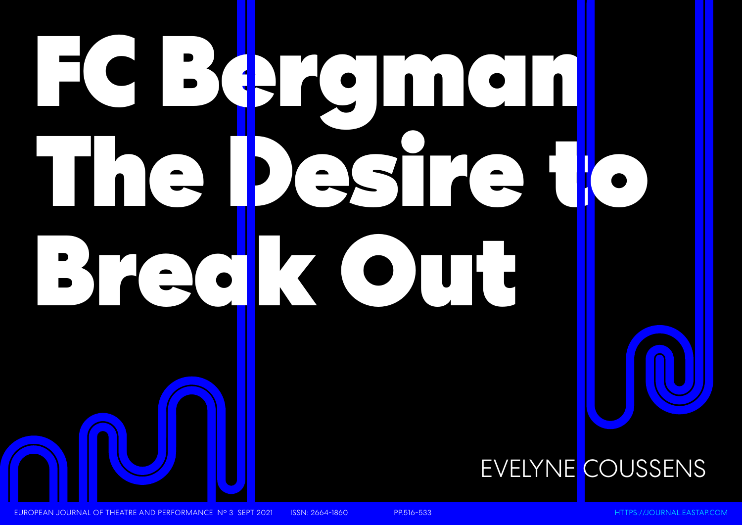# FC Bergman The Desire to Break Out

EVELYNE COUSSENS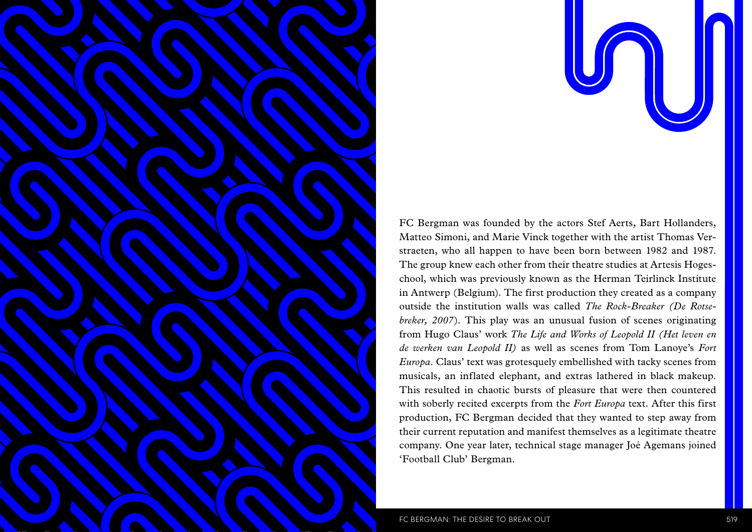FC Bergman was founded by the actors Stef Aerts, Bart Hollanders, Matteo Simoni, and Marie Vinck together with the artist Thomas Verstraeten, who all happen to have been born between 1982 and 1987. The group knew each other from their theatre studies at Artesis Hogeschool, which was previously known as the Herman Teirlinck Institute in Antwerp (Belgium). The first production they created as a company outside the institution walls was called *The Rock-Breaker (De Rotsebreker, 2007*). This play was an unusual fusion of scenes originating from Hugo Claus' work *The Life and Works of Leopold II (Het leven en de werken van Leopold II)* as well as scenes from Tom Lanoye's *Fort Europa*. Claus' text was grotesquely embellished with tacky scenes from musicals, an inflated elephant, and extras lathered in black makeup. This resulted in chaotic bursts of pleasure that were then countered with soberly recited excerpts from the *Fort Europa* text. After this first production, FC Bergman decided that they wanted to step away from their current reputation and manifest themselves as a legitimate theatre company. One year later, technical stage manager Joé Agemans joined 'Football Club' Bergman.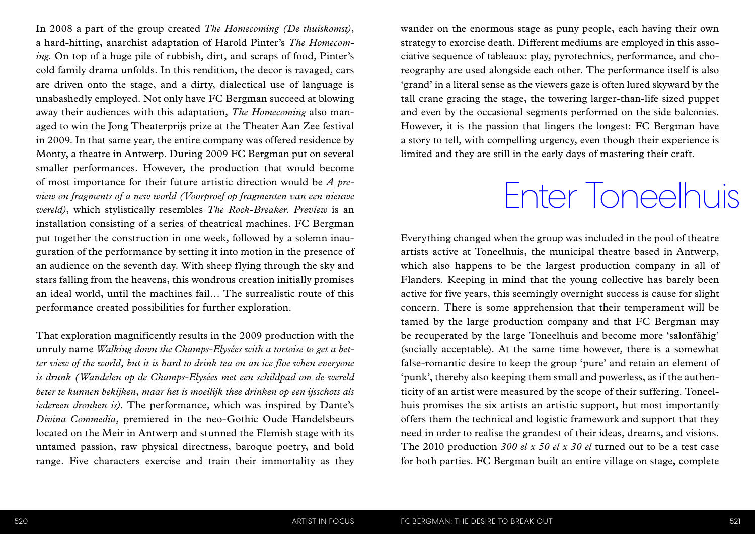In 2008 a part of the group created *The Homecoming (De thuiskomst)*, a hard-hitting, anarchist adaptation of Harold Pinter's *The Homecoming.* On top of a huge pile of rubbish, dirt, and scraps of food, Pinter's cold family drama unfolds. In this rendition, the decor is ravaged, cars are driven onto the stage, and a dirty, dialectical use of language is unabashedly employed. Not only have FC Bergman succeed at blowing away their audiences with this adaptation, *The Homecoming* also managed to win the Jong Theaterprijs prize at the Theater Aan Zee festival in 2009. In that same year, the entire company was offered residence by Monty, a theatre in Antwerp. During 2009 FC Bergman put on several smaller performances. However, the production that would become of most importance for their future artistic direction would be *A preview on fragments of a new world (Voorproef op fragmenten van een nieuwe wereld)*, which stylistically resembles *The Rock-Breaker. Preview* is an installation consisting of a series of theatrical machines. FC Bergman put together the construction in one week, followed by a solemn inauguration of the performance by setting it into motion in the presence of an audience on the seventh day. With sheep flying through the sky and stars falling from the heavens, this wondrous creation initially promises an ideal world, until the machines fail… The surrealistic route of this performance created possibilities for further exploration.

That exploration magnificently results in the 2009 production with the unruly name *Walking down the Champs-Elysées with a tortoise to get a better view of the world, but it is hard to drink tea on an ice floe when everyone is drunk (Wandelen op de Champs-Elysées met een schildpad om de wereld beter te kunnen bekijken, maar het is moeilijk thee drinken op een ijsschots als iedereen dronken is)*. The performance, which was inspired by Dante's *Divina Commedia*, premiered in the neo-Gothic Oude Handelsbeurs located on the Meir in Antwerp and stunned the Flemish stage with its untamed passion, raw physical directness, baroque poetry, and bold range. Five characters exercise and train their immortality as they wander on the enormous stage as puny people, each having their own strategy to exorcise death. Different mediums are employed in this associative sequence of tableaux: play, pyrotechnics, performance, and choreography are used alongside each other. The performance itself is also 'grand' in a literal sense as the viewers gaze is often lured skyward by the tall crane gracing the stage, the towering larger-than-life sized puppet and even by the occasional segments performed on the side balconies. However, it is the passion that lingers the longest: FC Bergman have a story to tell, with compelling urgency, even though their experience is limited and they are still in the early days of mastering their craft.

# Enter Toneelhuis

Everything changed when the group was included in the pool of theatre artists active at Toneelhuis, the municipal theatre based in Antwerp, which also happens to be the largest production company in all of Flanders. Keeping in mind that the young collective has barely been active for five years, this seemingly overnight success is cause for slight concern. There is some apprehension that their temperament will be tamed by the large production company and that FC Bergman may be recuperated by the large Toneelhuis and become more 'salonfähig' (socially acceptable). At the same time however, there is a somewhat false-romantic desire to keep the group 'pure' and retain an element of 'punk', thereby also keeping them small and powerless, as if the authenticity of an artist were measured by the scope of their suffering. Toneelhuis promises the six artists an artistic support, but most importantly offers them the technical and logistic framework and support that they need in order to realise the grandest of their ideas, dreams, and visions. The 2010 production *300 el x 50 el x 30 el* turned out to be a test case for both parties. FC Bergman built an entire village on stage, complete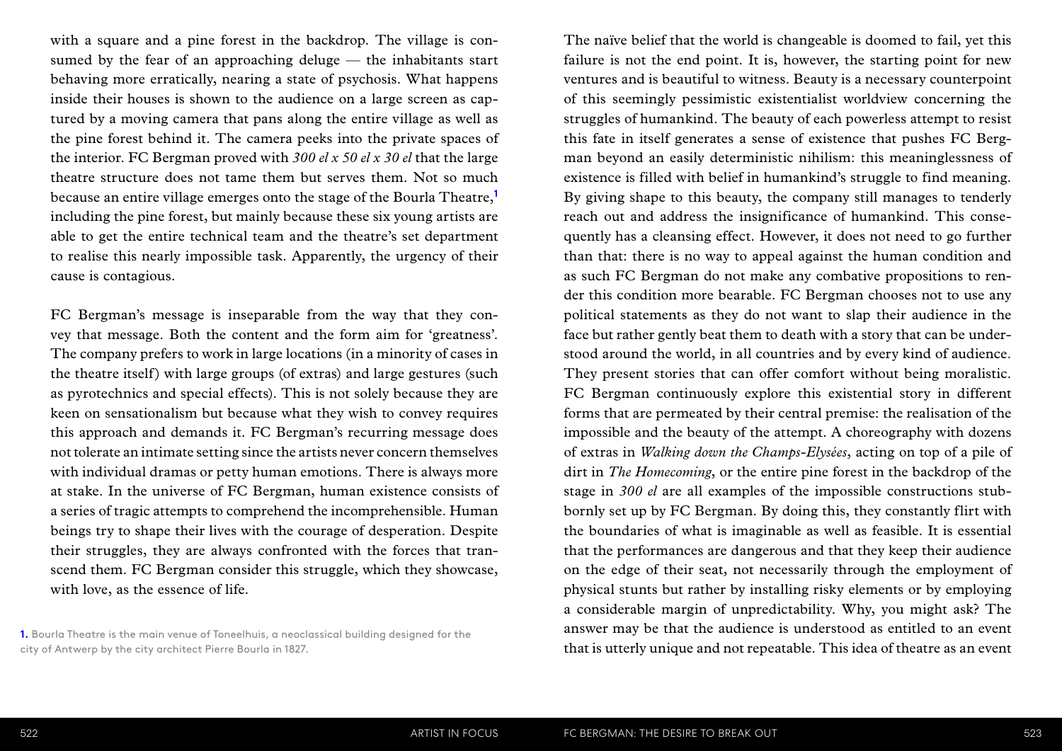with a square and a pine forest in the backdrop. The village is consumed by the fear of an approaching deluge — the inhabitants start behaving more erratically, nearing a state of psychosis. What happens inside their houses is shown to the audience on a large screen as captured by a moving camera that pans along the entire village as well as the pine forest behind it. The camera peeks into the private spaces of the interior. FC Bergman proved with *300 el x 50 el x 30 el* that the large theatre structure does not tame them but serves them. Not so much because an entire village emerges onto the stage of the Bourla Theatre,[1] including the pine forest, but mainly because these six young artists are able to get the entire technical team and the theatre's set department to realise this nearly impossible task. Apparently, the urgency of their cause is contagious.

FC Bergman's message is inseparable from the way that they convey that message. Both the content and the form aim for 'greatness'. The company prefers to work in large locations (in a minority of cases in the theatre itself) with large groups (of extras) and large gestures (such as pyrotechnics and special effects). This is not solely because they are keen on sensationalism but because what they wish to convey requires this approach and demands it. FC Bergman's recurring message does not tolerate an intimate setting since the artists never concern themselves with individual dramas or petty human emotions. There is always more at stake. In the universe of FC Bergman, human existence consists of a series of tragic attempts to comprehend the incomprehensible. Human beings try to shape their lives with the courage of desperation. Despite their struggles, they are always confronted with the forces that transcend them. FC Bergman consider this struggle, which they showcase, with love, as the essence of life.

The naïve belief that the world is changeable is doomed to fail, yet this failure is not the end point. It is, however, the starting point for new ventures and is beautiful to witness. Beauty is a necessary counterpoint of this seemingly pessimistic existentialist worldview concerning the struggles of humankind. The beauty of each powerless attempt to resist this fate in itself generates a sense of existence that pushes FC Bergman beyond an easily deterministic nihilism: this meaninglessness of existence is filled with belief in humankind's struggle to find meaning. By giving shape to this beauty, the company still manages to tenderly reach out and address the insignificance of humankind. This consequently has a cleansing effect. However, it does not need to go further than that: there is no way to appeal against the human condition and as such FC Bergman do not make any combative propositions to render this condition more bearable. FC Bergman chooses not to use any political statements as they do not want to slap their audience in the face but rather gently beat them to death with a story that can be understood around the world, in all countries and by every kind of audience. They present stories that can offer comfort without being moralistic. FC Bergman continuously explore this existential story in different forms that are permeated by their central premise: the realisation of the impossible and the beauty of the attempt. A choreography with dozens of extras in *Walking down the Champs-Elysées*, acting on top of a pile of dirt in *The Homecoming*, or the entire pine forest in the backdrop of the stage in *300 el* are all examples of the impossible constructions stubbornly set up by FC Bergman. By doing this, they constantly flirt with the boundaries of what is imaginable as well as feasible. It is essential that the performances are dangerous and that they keep their audience on the edge of their seat, not necessarily through the employment of physical stunts but rather by installing risky elements or by employing a considerable margin of unpredictability. Why, you might ask? The answer may be that the audience is understood as entitled to an event that is utterly unique and not repeatable. This idea of theatre as an event

[1] Bourla Theatre is the main venue of Toneelhuis, a neoclassical building designed for the city of Antwerp by the city architect Pierre Bourla in 1827.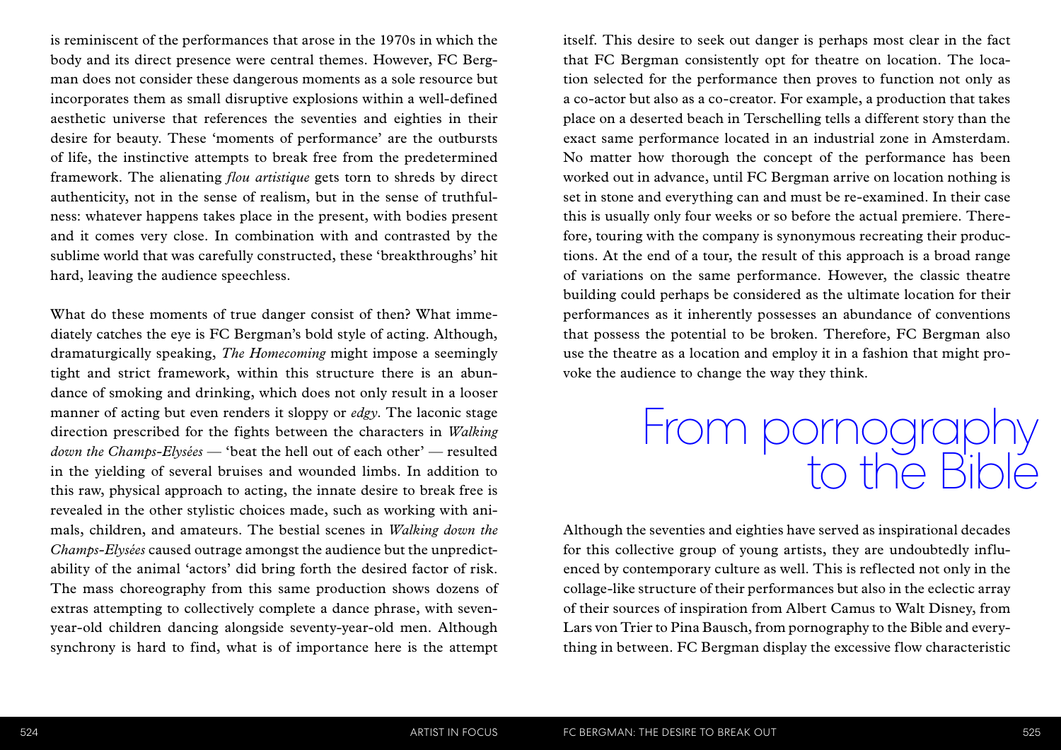is reminiscent of the performances that arose in the 1970s in which the body and its direct presence were central themes. However, FC Bergman does not consider these dangerous moments as a sole resource but incorporates them as small disruptive explosions within a well-defined aesthetic universe that references the seventies and eighties in their desire for beauty. These 'moments of performance' are the outbursts of life, the instinctive attempts to break free from the predetermined framework. The alienating *flou artistique* gets torn to shreds by direct authenticity, not in the sense of realism, but in the sense of truthfulness: whatever happens takes place in the present, with bodies present and it comes very close. In combination with and contrasted by the sublime world that was carefully constructed, these 'breakthroughs' hit hard, leaving the audience speechless.

What do these moments of true danger consist of then? What immediately catches the eye is FC Bergman's bold style of acting. Although, dramaturgically speaking, *The Homecoming* might impose a seemingly tight and strict framework, within this structure there is an abundance of smoking and drinking, which does not only result in a looser manner of acting but even renders it sloppy or *edgy*. The laconic stage direction prescribed for the fights between the characters in *Walking down the Champs-Elysées* — 'beat the hell out of each other' — resulted in the yielding of several bruises and wounded limbs. In addition to this raw, physical approach to acting, the innate desire to break free is revealed in the other stylistic choices made, such as working with animals, children, and amateurs. The bestial scenes in *Walking down the Champs-Elysées* caused outrage amongst the audience but the unpredictability of the animal 'actors' did bring forth the desired factor of risk. The mass choreography from this same production shows dozens of extras attempting to collectively complete a dance phrase, with seven-year-old children dancing alongside seventy-year-old men. Although synchrony is hard to find, what is of importance here is the attempt itself. This desire to seek out danger is perhaps most clear in the fact that FC Bergman consistently opt for theatre on location. The location selected for the performance then proves to function not only as a co-actor but also as a co-creator. For example, a production that takes place on a deserted beach in Terschelling tells a different story than the exact same performance located in an industrial zone in Amsterdam. No matter how thorough the concept of the performance has been worked out in advance, until FC Bergman arrive on location nothing is set in stone and everything can and must be re-examined. In their case this is usually only four weeks or so before the actual premiere. Therefore, touring with the company is synonymous recreating their productions. At the end of a tour, the result of this approach is a broad range of variations on the same performance. However, the classic theatre building could perhaps be considered as the ultimate location for their performances as it inherently possesses an abundance of conventions that possess the potential to be broken. Therefore, FC Bergman also use the theatre as a location and employ it in a fashion that might provoke the audience to change the way they think.

## From pornography to the Bible

Although the seventies and eighties have served as inspirational decades for this collective group of young artists, they are undoubtedly influenced by contemporary culture as well. This is reflected not only in the collage-like structure of their performances but also in the eclectic array of their sources of inspiration from Albert Camus to Walt Disney, from Lars von Trier to Pina Bausch, from pornography to the Bible and everything in between. FC Bergman display the excessive flow characteristic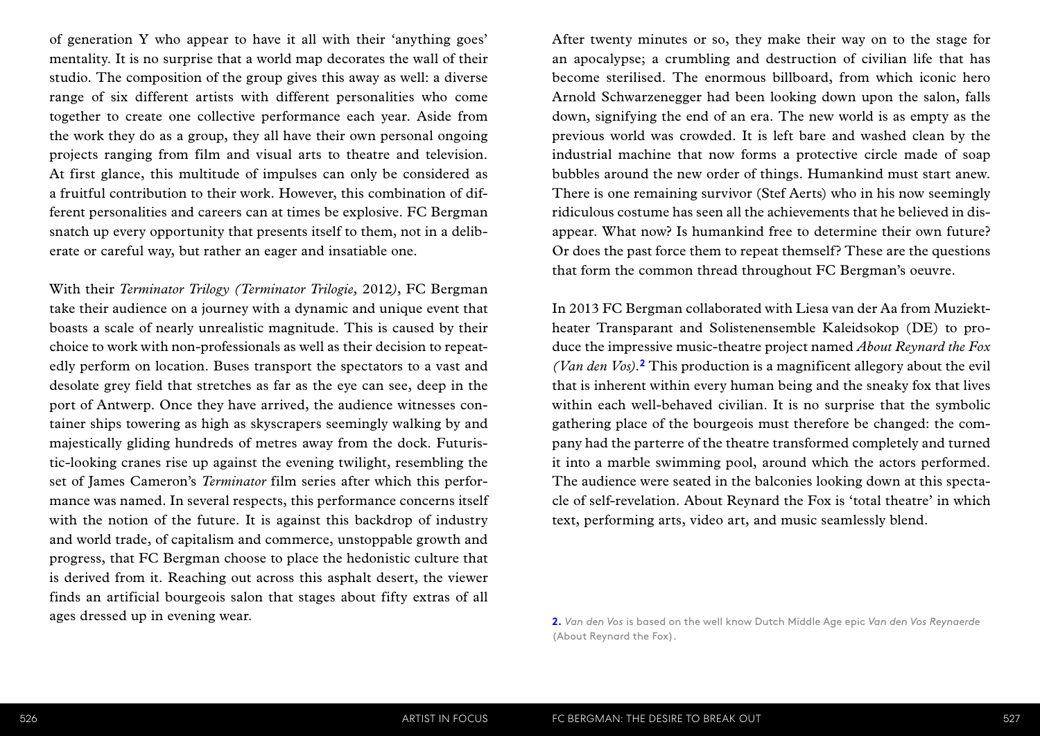of generation Y who appear to have it all with their 'anything goes' mentality. It is no surprise that a world map decorates the wall of their studio. The composition of the group gives this away as well: a diverse range of six different artists with different personalities who come together to create one collective performance each year. Aside from the work they do as a group, they all have their own personal ongoing projects ranging from film and visual arts to theatre and television. At first glance, this multitude of impulses can only be considered as a fruitful contribution to their work. However, this combination of different personalities and careers can at times be explosive. FC Bergman snatch up every opportunity that presents itself to them, not in a deliberate or careful way, but rather an eager and insatiable one.

With their *Terminator Trilogy (Terminator Trilogie,* 2012*)*, FC Bergman take their audience on a journey with a dynamic and unique event that boasts a scale of nearly unrealistic magnitude. This is caused by their choice to work with non-professionals as well as their decision to repeatedly perform on location. Buses transport the spectators to a vast and desolate grey field that stretches as far as the eye can see, deep in the port of Antwerp. Once they have arrived, the audience witnesses container ships towering as high as skyscrapers seemingly walking by and majestically gliding hundreds of metres away from the dock. Futuristic-looking cranes rise up against the evening twilight, resembling the set of James Cameron's *Terminator* film series after which this performance was named. In several respects, this performance concerns itself with the notion of the future. It is against this backdrop of industry and world trade, of capitalism and commerce, unstoppable growth and progress, that FC Bergman choose to place the hedonistic culture that is derived from it. Reaching out across this asphalt desert, the viewer finds an artificial bourgeois salon that stages about fifty extras of all ages dressed up in evening wear.

After twenty minutes or so, they make their way on to the stage for an apocalypse; a crumbling and destruction of civilian life that has become sterilised. The enormous billboard, from which iconic hero Arnold Schwarzenegger had been looking down upon the salon, falls down, signifying the end of an era. The new world is as empty as the previous world was crowded. It is left bare and washed clean by the industrial machine that now forms a protective circle made of soap bubbles around the new order of things. Humankind must start anew. There is one remaining survivor (Stef Aerts) who in his now seemingly ridiculous costume has seen all the achievements that he believed in disappear. What now? Is humankind free to determine their own future? Or does the past force them to repeat themself? These are the questions that form the common thread throughout FC Bergman's oeuvre.

In 2013 FC Bergman collaborated with Liesa van der Aa from Muziektheater Transparant and Solistenensemble Kaleidsokop (DE) to produce the impressive music-theatre project named *About Reynard the Fox (Van den Vos)*.[2] This production is a magnificent allegory about the evil that is inherent within every human being and the sneaky fox that lives within each well-behaved civilian. It is no surprise that the symbolic gathering place of the bourgeois must therefore be changed: the company had the parterre of the theatre transformed completely and turned it into a marble swimming pool, around which the actors performed. The audience were seated in the balconies looking down at this spectacle of self-revelation. About Reynard the Fox is 'total theatre' in which text, performing arts, video art, and music seamlessly blend.

**2.** *Van den Vos* is based on the well know Dutch Middle Age epic *Van den Vos Reynaerde* (About Reynard the Fox).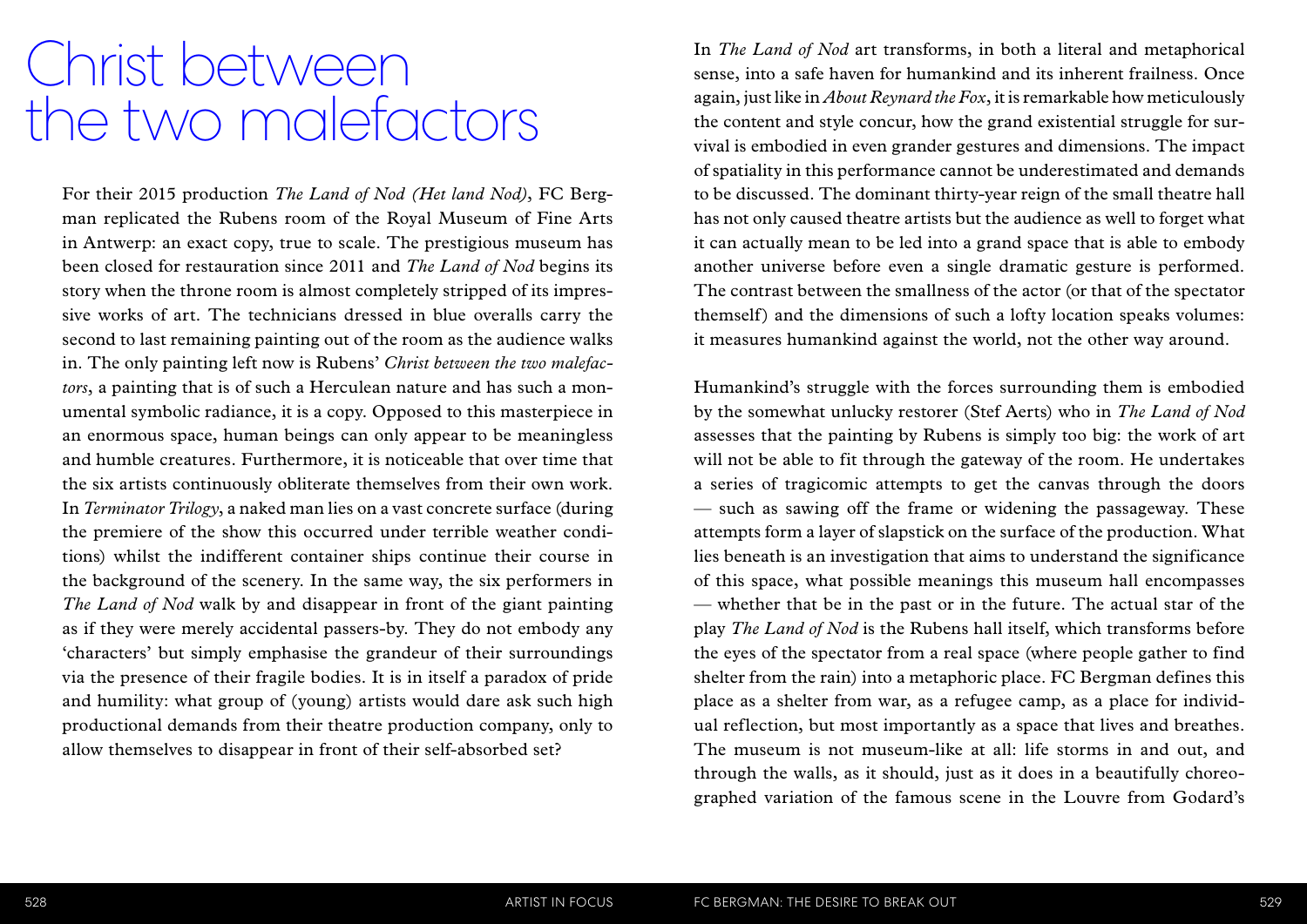# Christ between the two malefactors

For their 2015 production *The Land of Nod (Het land Nod)*, FC Bergman replicated the Rubens room of the Royal Museum of Fine Arts in Antwerp: an exact copy, true to scale. The prestigious museum has been closed for restauration since 2011 and *The Land of Nod* begins its story when the throne room is almost completely stripped of its impressive works of art. The technicians dressed in blue overalls carry the second to last remaining painting out of the room as the audience walks in. The only painting left now is Rubens' *Christ between the two malefactors*, a painting that is of such a Herculean nature and has such a monumental symbolic radiance, it is a copy. Opposed to this masterpiece in an enormous space, human beings can only appear to be meaningless and humble creatures. Furthermore, it is noticeable that over time that the six artists continuously obliterate themselves from their own work. In *Terminator Trilogy*, a naked man lies on a vast concrete surface (during the premiere of the show this occurred under terrible weather conditions) whilst the indifferent container ships continue their course in the background of the scenery. In the same way, the six performers in *The Land of Nod* walk by and disappear in front of the giant painting as if they were merely accidental passers-by. They do not embody any 'characters' but simply emphasise the grandeur of their surroundings via the presence of their fragile bodies. It is in itself a paradox of pride and humility: what group of (young) artists would dare ask such high productional demands from their theatre production company, only to allow themselves to disappear in front of their self-absorbed set?

In *The Land of Nod* art transforms, in both a literal and metaphorical sense, into a safe haven for humankind and its inherent frailness. Once again, just like in *About Reynard the Fox*, it is remarkable how meticulously the content and style concur, how the grand existential struggle for survival is embodied in even grander gestures and dimensions. The impact of spatiality in this performance cannot be underestimated and demands to be discussed. The dominant thirty-year reign of the small theatre hall has not only caused theatre artists but the audience as well to forget what it can actually mean to be led into a grand space that is able to embody another universe before even a single dramatic gesture is performed. The contrast between the smallness of the actor (or that of the spectator themself) and the dimensions of such a lofty location speaks volumes: it measures humankind against the world, not the other way around.

Humankind's struggle with the forces surrounding them is embodied by the somewhat unlucky restorer (Stef Aerts) who in *The Land of Nod* assesses that the painting by Rubens is simply too big: the work of art will not be able to fit through the gateway of the room. He undertakes a series of tragicomic attempts to get the canvas through the doors — such as sawing off the frame or widening the passageway. These attempts form a layer of slapstick on the surface of the production. What lies beneath is an investigation that aims to understand the significance of this space, what possible meanings this museum hall encompasses — whether that be in the past or in the future. The actual star of the play *The Land of Nod* is the Rubens hall itself, which transforms before the eyes of the spectator from a real space (where people gather to find shelter from the rain) into a metaphoric place. FC Bergman defines this place as a shelter from war, as a refugee camp, as a place for individual reflection, but most importantly as a space that lives and breathes. The museum is not museum-like at all: life storms in and out, and through the walls, as it should, just as it does in a beautifully choreographed variation of the famous scene in the Louvre from Godard's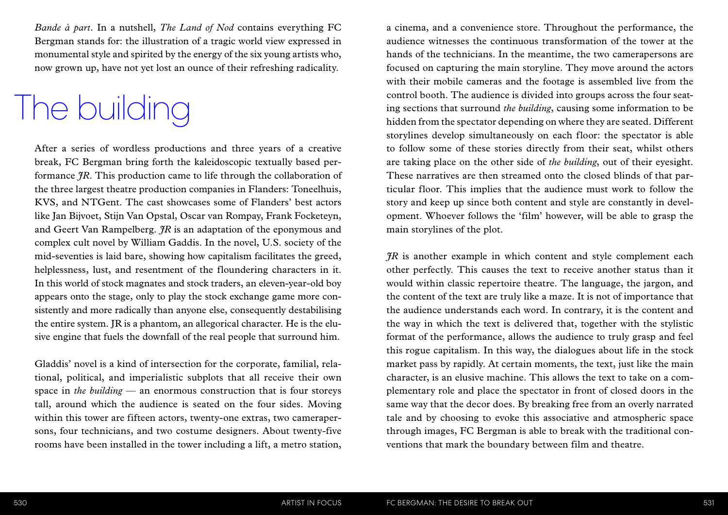*Bande à part*. In a nutshell, *The Land of Nod* contains everything FC Bergman stands for: the illustration of a tragic world view expressed in monumental style and spirited by the energy of the six young artists who, now grown up, have not yet lost an ounce of their refreshing radicality.

# The building

After a series of wordless productions and three years of a creative break, FC Bergman bring forth the kaleidoscopic textually based performance *JR*. This production came to life through the collaboration of the three largest theatre production companies in Flanders: Toneelhuis, KVS, and NTGent. The cast showcases some of Flanders' best actors like Jan Bijvoet, Stijn Van Opstal, Oscar van Rompay, Frank Focketeyn, and Geert Van Rampelberg. *JR* is an adaptation of the eponymous and complex cult novel by William Gaddis. In the novel, U.S. society of the mid-seventies is laid bare, showing how capitalism facilitates the greed, helplessness, lust, and resentment of the floundering characters in it. In this world of stock magnates and stock traders, an eleven-year-old boy appears onto the stage, only to play the stock exchange game more consistently and more radically than anyone else, consequently destabilising the entire system. JR is a phantom, an allegorical character. He is the elusive engine that fuels the downfall of the real people that surround him.

Gladdis' novel is a kind of intersection for the corporate, familial, relational, political, and imperialistic subplots that all receive their own space in *the building* — an enormous construction that is four storeys tall, around which the audience is seated on the four sides. Moving within this tower are fifteen actors, twenty-one extras, two camerapersons, four technicians, and two costume designers. About twenty-five rooms have been installed in the tower including a lift, a metro station, a cinema, and a convenience store. Throughout the performance, the audience witnesses the continuous transformation of the tower at the hands of the technicians. In the meantime, the two camerapersons are focused on capturing the main storyline. They move around the actors with their mobile cameras and the footage is assembled live from the control booth. The audience is divided into groups across the four seating sections that surround *the building*, causing some information to be hidden from the spectator depending on where they are seated. Different storylines develop simultaneously on each floor: the spectator is able to follow some of these stories directly from their seat, whilst others are taking place on the other side of *the building*, out of their eyesight. These narratives are then streamed onto the closed blinds of that particular floor. This implies that the audience must work to follow the story and keep up since both content and style are constantly in development. Whoever follows the 'film' however, will be able to grasp the main storylines of the plot.

*JR* is another example in which content and style complement each other perfectly. This causes the text to receive another status than it would within classic repertoire theatre. The language, the jargon, and the content of the text are truly like a maze. It is not of importance that the audience understands each word. In contrary, it is the content and the way in which the text is delivered that, together with the stylistic format of the performance, allows the audience to truly grasp and feel this rogue capitalism. In this way, the dialogues about life in the stock market pass by rapidly. At certain moments, the text, just like the main character, is an elusive machine. This allows the text to take on a complementary role and place the spectator in front of closed doors in the same way that the decor does. By breaking free from an overly narrated tale and by choosing to evoke this associative and atmospheric space through images, FC Bergman is able to break with the traditional conventions that mark the boundary between film and theatre.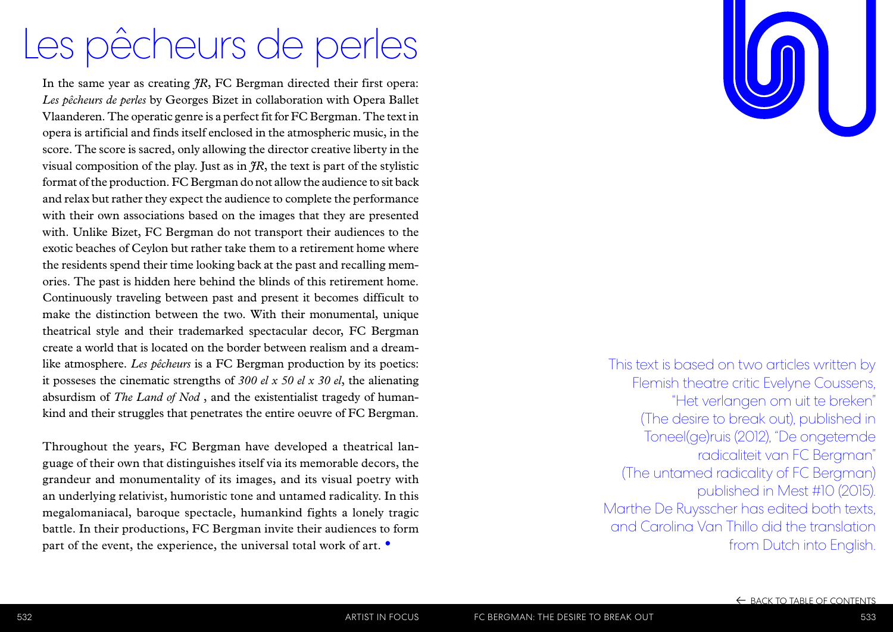# Les pêcheurs de perles

In the same year as creating *JR*, FC Bergman directed their first opera: *Les pêcheurs de perles* by Georges Bizet in collaboration with Opera Ballet Vlaanderen. The operatic genre is a perfect fit for FC Bergman. The text in opera is artificial and finds itself enclosed in the atmospheric music, in the score. The score is sacred, only allowing the director creative liberty in the visual composition of the play. Just as in *JR*, the text is part of the stylistic format of the production. FC Bergman do not allow the audience to sit back and relax but rather they expect the audience to complete the performance with their own associations based on the images that they are presented with. Unlike Bizet, FC Bergman do not transport their audiences to the exotic beaches of Ceylon but rather take them to a retirement home where the residents spend their time looking back at the past and recalling memories. The past is hidden here behind the blinds of this retirement home. Continuously traveling between past and present it becomes difficult to make the distinction between the two. With their monumental, unique theatrical style and their trademarked spectacular decor, FC Bergman create a world that is located on the border between realism and a dreamlike atmosphere. *Les pêcheurs* is a FC Bergman production by its poetics: it posseses the cinematic strengths of *300 el x 50 el x 30 el*, the alienating absurdism of *The Land of Nod* , and the existentialist tragedy of humankind and their struggles that penetrates the entire oeuvre of FC Bergman.

Throughout the years, FC Bergman have developed a theatrical language of their own that distinguishes itself via its memorable decors, the grandeur and monumentality of its images, and its visual poetry with an underlying relativist, humoristic tone and untamed radicality. In this megalomaniacal, baroque spectacle, humankind fights a lonely tragic battle. In their productions, FC Bergman invite their audiences to form part of the event, the experience, the universal total work of art. •

This text is based on two articles written by Flemish theatre critic Evelyne Coussens, "Het verlangen om uit te breken" (The desire to break out), published in Toneel(ge)ruis (2012), "De ongetemde radicaliteit van FC Bergman" (The untamed radicality of FC Bergman) published in Mest #10 (2015). Marthe De Ruysscher has edited both texts, and Carolina Van Thillo did the translation from Dutch into English.

← BACK TO TABLE OF CONTENTS